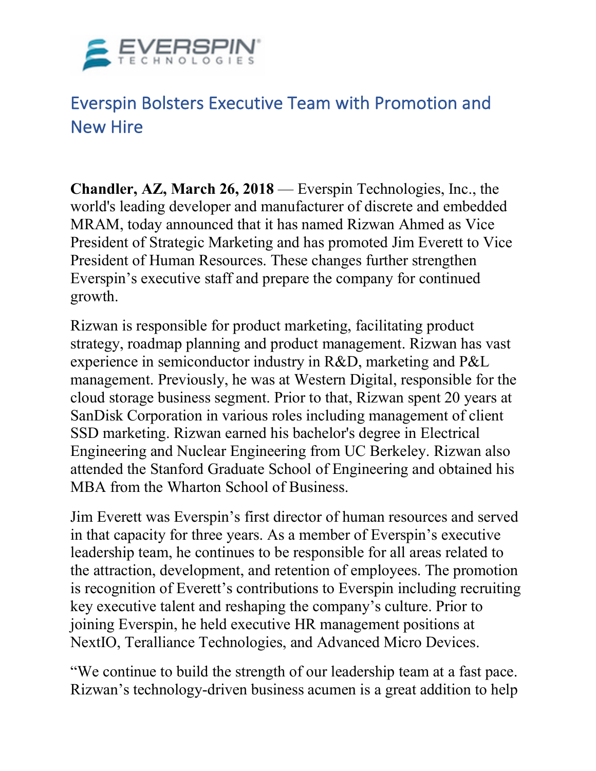# Everspin Bolsters Executive Team with Promotion and New Hire

**Chandler, AZ, March 26, 2018** — Everspin Technologies, Inc., the world's leading developer and manufacturer of discrete and embedded MRAM, today announced that it has named Rizwan Ahmed as Vice President of Strategic Marketing and has promoted Jim Everett to Vice President of Human Resources. These changes further strengthen Everspin's executive staff and prepare the company for continued growth.

Rizwan is responsible for product marketing, facilitating product strategy, roadmap planning and product management. Rizwan has vast experience in semiconductor industry in R&D, marketing and P&L management. Previously, he was at Western Digital, responsible for the cloud storage business segment. Prior to that, Rizwan spent 20 years at SanDisk Corporation in various roles including management of client SSD marketing. Rizwan earned his bachelor's degree in Electrical Engineering and Nuclear Engineering from UC Berkeley. Rizwan also attended the Stanford Graduate School of Engineering and obtained his MBA from the Wharton School of Business.

Jim Everett was Everspin's first director of human resources and served in that capacity for three years. As a member of Everspin's executive leadership team, he continues to be responsible for all areas related to the attraction, development, and retention of employees. The promotion is recognition of Everett's contributions to Everspin including recruiting key executive talent and reshaping the company's culture. Prior to joining Everspin, he held executive HR management positions at NextIO, Teralliance Technologies, and Advanced Micro Devices.

"We continue to build the strength of our leadership team at a fast pace. Rizwan's technology-driven business acumen is a great addition to help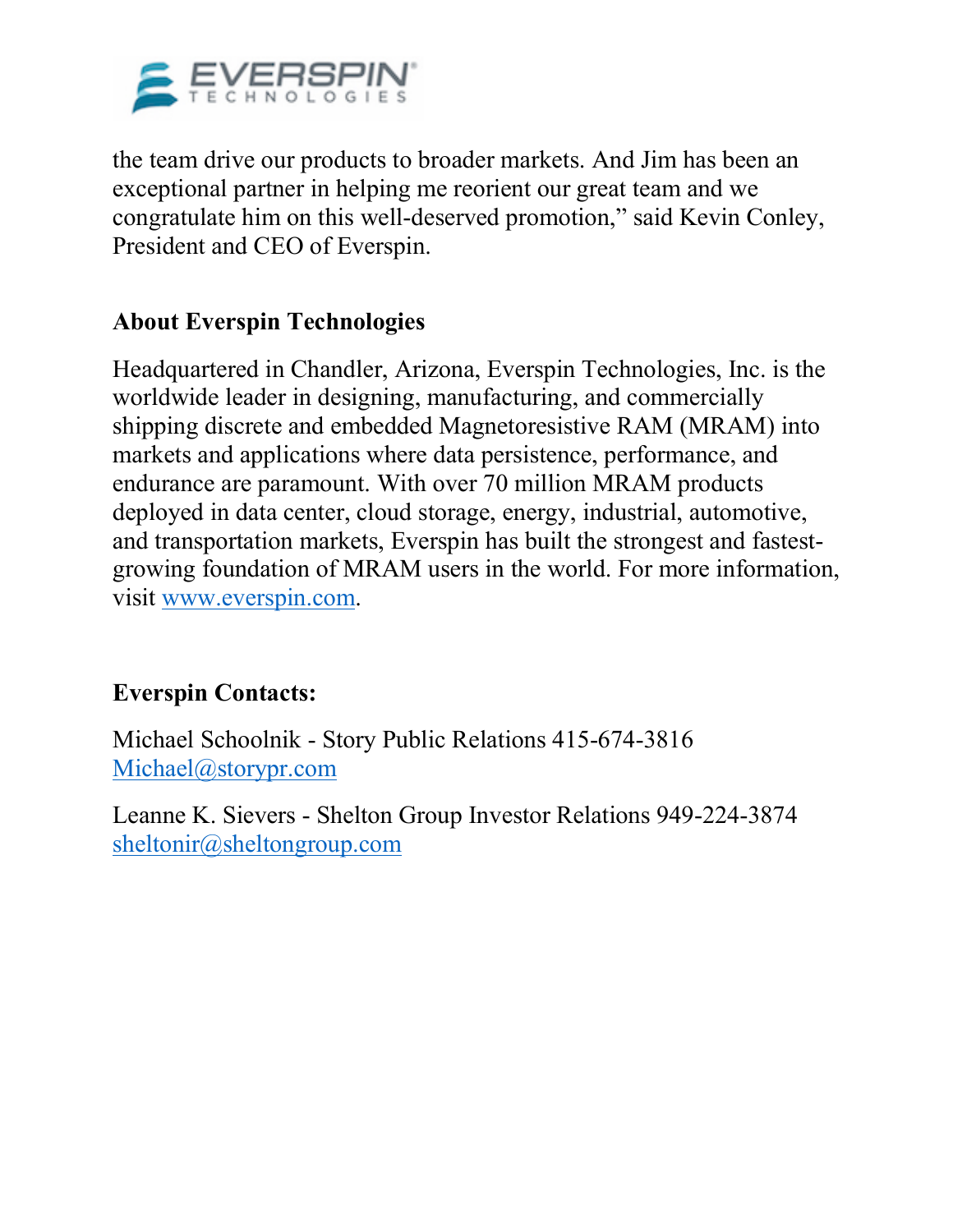the team drive our products to broader markets. And Jim has been an exceptional partner in helping me reorient our great team and we congratulate him on this well-deserved promotion," said Kevin Conley, President and CEO of Everspin.

**About Everspin Technologies**

Headquartered in Chandler, Arizona, Everspin Technologies, Inc. is the worldwide leader in designing, manufacturing, and commercially shipping discrete and embedded Magnetoresistive RAM (MRAM) into markets and applications where data persistence, performance, and endurance are paramount. With over 70 million MRAM products deployed in data center, cloud storage, energy, industrial, automotive, and transportation markets, Everspin has built the strongest and fastest-growing foundation of MRAM users in the world. For more information, visit [www.everspin.com](http://www.everspin.com).

**Everspin Contacts:**

Michael Schoolnik - Story Public Relations 415-674-3816
[Michael@storypr.com](mailto:Michael@storypr.com)

Leanne K. Sievers - Shelton Group Investor Relations 949-224-3874
[sheltonir@sheltongroup.com](mailto:sheltonir@sheltongroup.com)